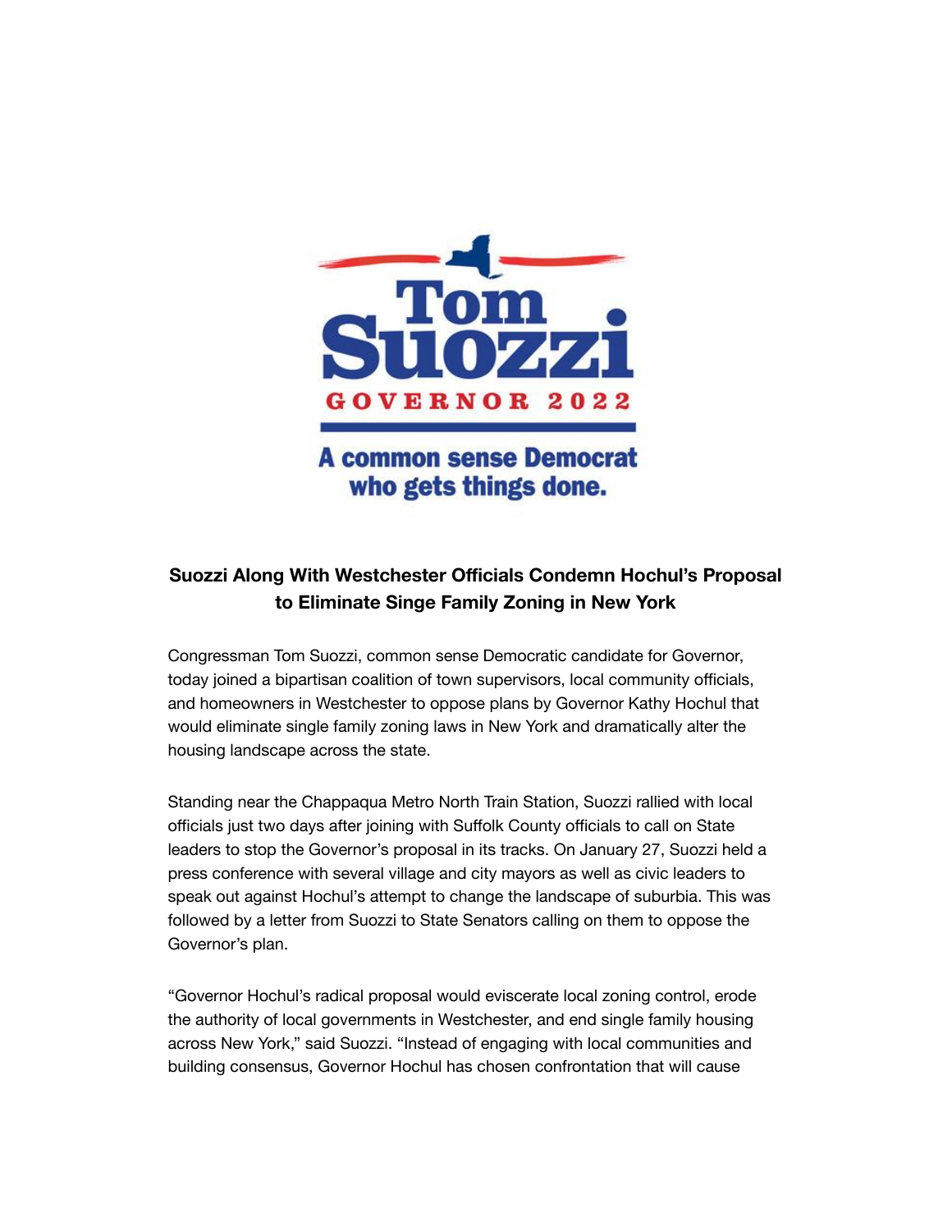Tom Suozzi

GOVERNOR 2022

A common sense Democrat who gets things done.

**Suozzi Along With Westchester Officials Condemn Hochul's Proposal to Eliminate Singe Family Zoning in New York**

Congressman Tom Suozzi, common sense Democratic candidate for Governor, today joined a bipartisan coalition of town supervisors, local community officials, and homeowners in Westchester to oppose plans by Governor Kathy Hochul that would eliminate single family zoning laws in New York and dramatically alter the housing landscape across the state.

Standing near the Chappaqua Metro North Train Station, Suozzi rallied with local officials just two days after joining with Suffolk County officials to call on State leaders to stop the Governor's proposal in its tracks. On January 27, Suozzi held a press conference with several village and city mayors as well as civic leaders to speak out against Hochul's attempt to change the landscape of suburbia. This was followed by a letter from Suozzi to State Senators calling on them to oppose the Governor's plan.

"Governor Hochul's radical proposal would eviscerate local zoning control, erode the authority of local governments in Westchester, and end single family housing across New York," said Suozzi. "Instead of engaging with local communities and building consensus, Governor Hochul has chosen confrontation that will cause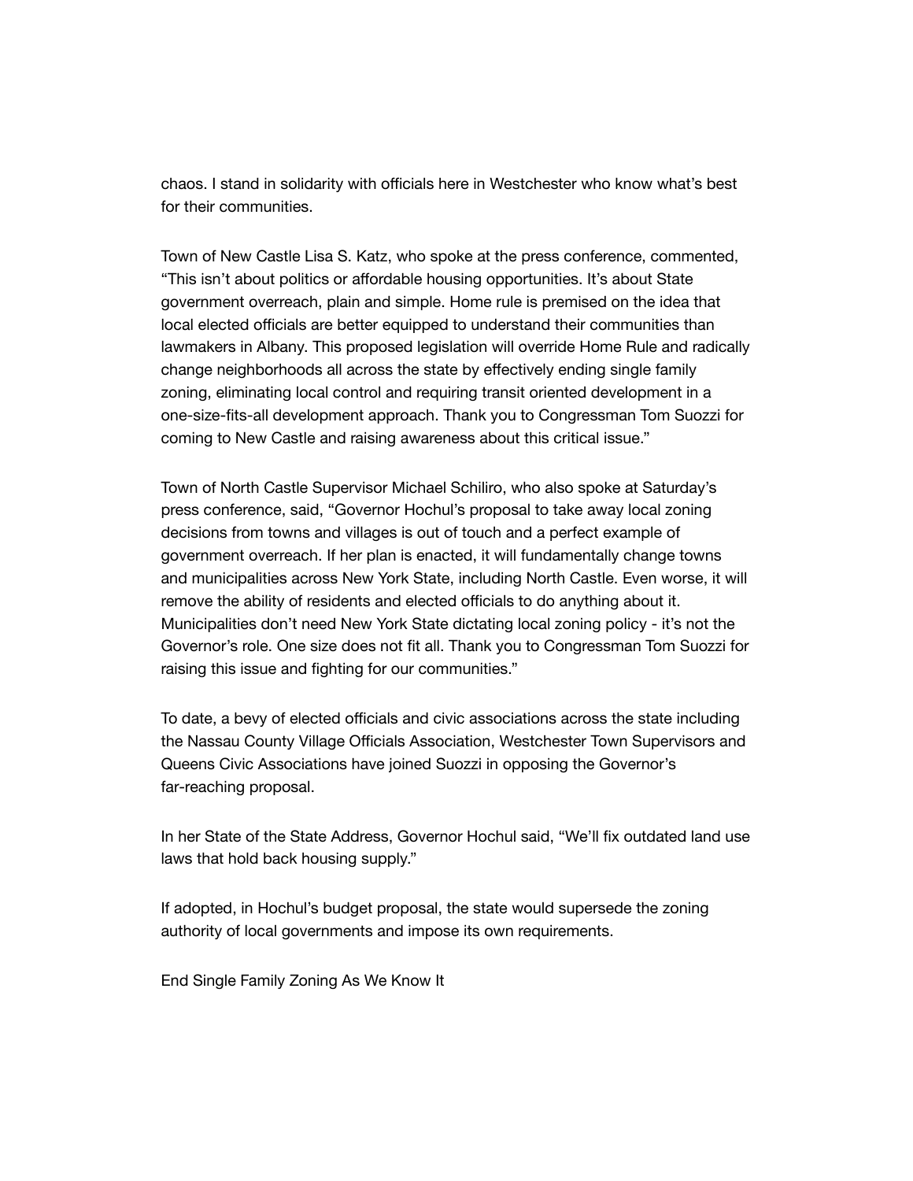chaos. I stand in solidarity with officials here in Westchester who know what's best for their communities.

Town of New Castle Lisa S. Katz, who spoke at the press conference, commented, "This isn't about politics or affordable housing opportunities. It's about State government overreach, plain and simple. Home rule is premised on the idea that local elected officials are better equipped to understand their communities than lawmakers in Albany. This proposed legislation will override Home Rule and radically change neighborhoods all across the state by effectively ending single family zoning, eliminating local control and requiring transit oriented development in a one-size-fits-all development approach. Thank you to Congressman Tom Suozzi for coming to New Castle and raising awareness about this critical issue."

Town of North Castle Supervisor Michael Schiliro, who also spoke at Saturday's press conference, said, "Governor Hochul's proposal to take away local zoning decisions from towns and villages is out of touch and a perfect example of government overreach. If her plan is enacted, it will fundamentally change towns and municipalities across New York State, including North Castle. Even worse, it will remove the ability of residents and elected officials to do anything about it. Municipalities don't need New York State dictating local zoning policy - it's not the Governor's role. One size does not fit all. Thank you to Congressman Tom Suozzi for raising this issue and fighting for our communities."

To date, a bevy of elected officials and civic associations across the state including the Nassau County Village Officials Association, Westchester Town Supervisors and Queens Civic Associations have joined Suozzi in opposing the Governor's far-reaching proposal.

In her State of the State Address, Governor Hochul said, "We'll fix outdated land use laws that hold back housing supply."

If adopted, in Hochul's budget proposal, the state would supersede the zoning authority of local governments and impose its own requirements.

End Single Family Zoning As We Know It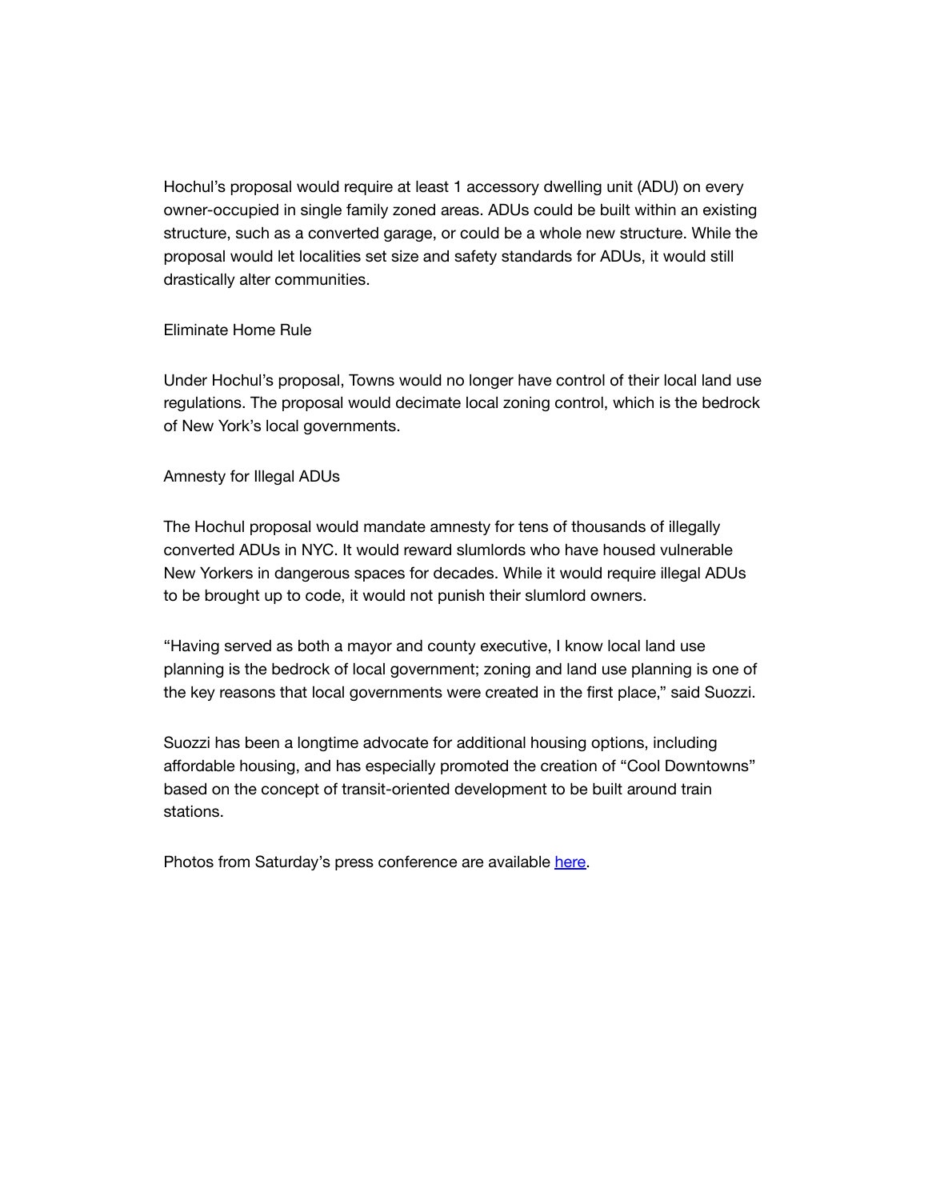Hochul's proposal would require at least 1 accessory dwelling unit (ADU) on every owner-occupied in single family zoned areas. ADUs could be built within an existing structure, such as a converted garage, or could be a whole new structure. While the proposal would let localities set size and safety standards for ADUs, it would still drastically alter communities.

Eliminate Home Rule

Under Hochul's proposal, Towns would no longer have control of their local land use regulations. The proposal would decimate local zoning control, which is the bedrock of New York's local governments.

Amnesty for Illegal ADUs

The Hochul proposal would mandate amnesty for tens of thousands of illegally converted ADUs in NYC. It would reward slumlords who have housed vulnerable New Yorkers in dangerous spaces for decades. While it would require illegal ADUs to be brought up to code, it would not punish their slumlord owners.

"Having served as both a mayor and county executive, I know local land use planning is the bedrock of local government; zoning and land use planning is one of the key reasons that local governments were created in the first place," said Suozzi.

Suozzi has been a longtime advocate for additional housing options, including affordable housing, and has especially promoted the creation of "Cool Downtowns" based on the concept of transit-oriented development to be built around train stations.

Photos from Saturday's press conference are available here.